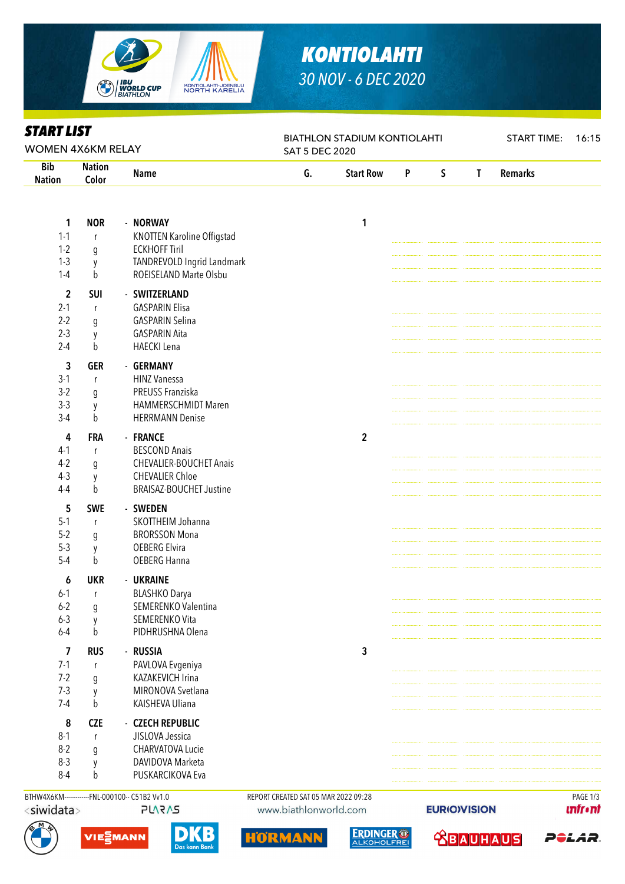# KONTIOLAHTI

*30 NOV - 6 DEC 2020*

## START LIST

WOMEN 4X6KM RELAY

BIATHLON STADIUM KONTIOLAHTI

SAT 5 DEC 2020

START TIME: 16:15

| Bib Nation | Nation Color | Name | G. | Start Row | P | S | T | Remarks |
|---|---|---|---|---|---|---|---|---|
| **1** | **NOR** | **- NORWAY** | | **1** | | | | |
| 1-1 | r | KNOTTEN Karoline Offigstad | | | | | | |
| 1-2 | g | ECKHOFF Tiril | | | | | | |
| 1-3 | y | TANDREVOLD Ingrid Landmark | | | | | | |
| 1-4 | b | ROEISELAND Marte Olsbu | | | | | | |
| **2** | **SUI** | **- SWITZERLAND** | | | | | | |
| 2-1 | r | GASPARIN Elisa | | | | | | |
| 2-2 | g | GASPARIN Selina | | | | | | |
| 2-3 | y | GASPARIN Aita | | | | | | |
| 2-4 | b | HAECKI Lena | | | | | | |
| **3** | **GER** | **- GERMANY** | | | | | | |
| 3-1 | r | HINZ Vanessa | | | | | | |
| 3-2 | g | PREUSS Franziska | | | | | | |
| 3-3 | y | HAMMERSCHMIDT Maren | | | | | | |
| 3-4 | b | HERRMANN Denise | | | | | | |
| **4** | **FRA** | **- FRANCE** | | **2** | | | | |
| 4-1 | r | BESCOND Anais | | | | | | |
| 4-2 | g | CHEVALIER-BOUCHET Anais | | | | | | |
| 4-3 | y | CHEVALIER Chloe | | | | | | |
| 4-4 | b | BRAISAZ-BOUCHET Justine | | | | | | |
| **5** | **SWE** | **- SWEDEN** | | | | | | |
| 5-1 | r | SKOTTHEIM Johanna | | | | | | |
| 5-2 | g | BRORSSON Mona | | | | | | |
| 5-3 | y | OEBERG Elvira | | | | | | |
| 5-4 | b | OEBERG Hanna | | | | | | |
| **6** | **UKR** | **- UKRAINE** | | | | | | |
| 6-1 | r | BLASHKO Darya | | | | | | |
| 6-2 | g | SEMERENKO Valentina | | | | | | |
| 6-3 | y | SEMERENKO Vita | | | | | | |
| 6-4 | b | PIDHRUSHNA Olena | | | | | | |
| **7** | **RUS** | **- RUSSIA** | | **3** | | | | |
| 7-1 | r | PAVLOVA Evgeniya | | | | | | |
| 7-2 | g | KAZAKEVICH Irina | | | | | | |
| 7-3 | y | MIRONOVA Svetlana | | | | | | |
| 7-4 | b | KAISHEVA Uliana | | | | | | |
| **8** | **CZE** | **- CZECH REPUBLIC** | | | | | | |
| 8-1 | r | JISLOVA Jessica | | | | | | |
| 8-2 | g | CHARVATOVA Lucie | | | | | | |
| 8-3 | y | DAVIDOVA Marketa | | | | | | |
| 8-4 | b | PUSKARCIKOVA Eva | | | | | | |

BTHW4X6KM------------FNL-000100-- C51B2 Vv1.0 REPORT CREATED SAT 05 MAR 2022 09:28

www.biathlonworld.com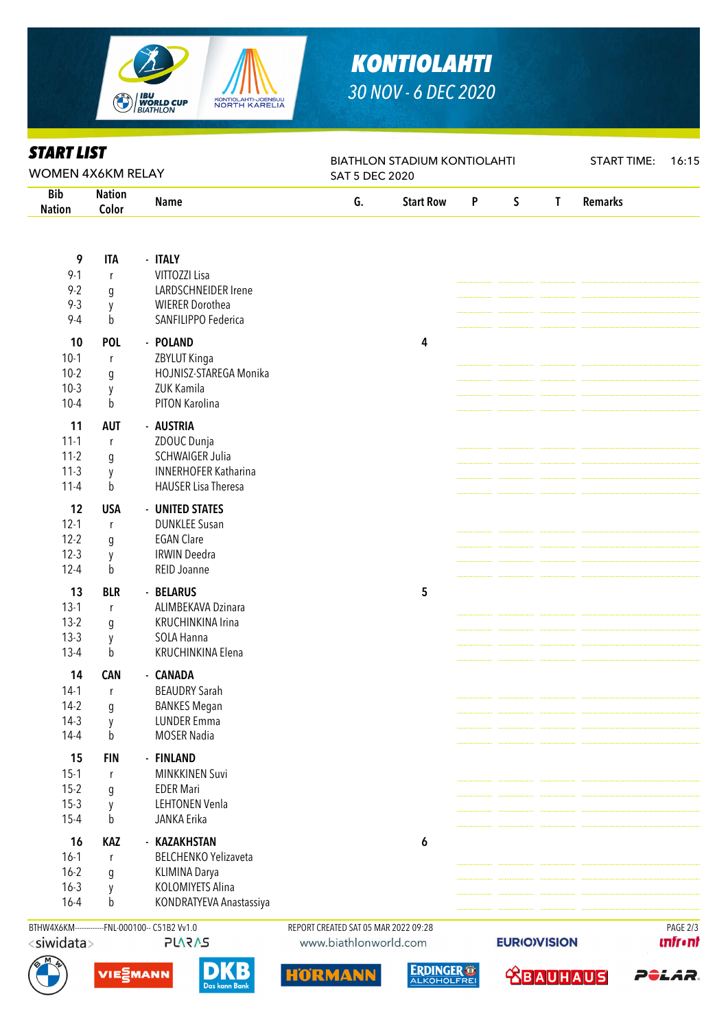# KONTIOLAHTI
30 NOV - 6 DEC 2020

## START LIST

WOMEN 4X6KM RELAY

BIATHLON STADIUM KONTIOLAHTI
SAT 5 DEC 2020

START TIME: 16:15

| Bib Nation | Nation Color | Name | G. | Start Row | P | S | T | Remarks |
|---|---|---|---|---|---|---|---|---|
| **9** | **ITA** | **- ITALY** | | | | | | |
| 9-1 | r | VITTOZZI Lisa | | | | | | |
| 9-2 | g | LARDSCHNEIDER Irene | | | | | | |
| 9-3 | y | WIERER Dorothea | | | | | | |
| 9-4 | b | SANFILIPPO Federica | | | | | | |
| **10** | **POL** | **- POLAND** | | 4 | | | | |
| 10-1 | r | ZBYLUT Kinga | | | | | | |
| 10-2 | g | HOJNISZ-STAREGA Monika | | | | | | |
| 10-3 | y | ZUK Kamila | | | | | | |
| 10-4 | b | PITON Karolina | | | | | | |
| **11** | **AUT** | **- AUSTRIA** | | | | | | |
| 11-1 | r | ZDOUC Dunja | | | | | | |
| 11-2 | g | SCHWAIGER Julia | | | | | | |
| 11-3 | y | INNERHOFER Katharina | | | | | | |
| 11-4 | b | HAUSER Lisa Theresa | | | | | | |
| **12** | **USA** | **- UNITED STATES** | | | | | | |
| 12-1 | r | DUNKLEE Susan | | | | | | |
| 12-2 | g | EGAN Clare | | | | | | |
| 12-3 | y | IRWIN Deedra | | | | | | |
| 12-4 | b | REID Joanne | | | | | | |
| **13** | **BLR** | **- BELARUS** | | 5 | | | | |
| 13-1 | r | ALIMBEKAVA Dzinara | | | | | | |
| 13-2 | g | KRUCHINKINA Irina | | | | | | |
| 13-3 | y | SOLA Hanna | | | | | | |
| 13-4 | b | KRUCHINKINA Elena | | | | | | |
| **14** | **CAN** | **- CANADA** | | | | | | |
| 14-1 | r | BEAUDRY Sarah | | | | | | |
| 14-2 | g | BANKES Megan | | | | | | |
| 14-3 | y | LUNDER Emma | | | | | | |
| 14-4 | b | MOSER Nadia | | | | | | |
| **15** | **FIN** | **- FINLAND** | | | | | | |
| 15-1 | r | MINKKINEN Suvi | | | | | | |
| 15-2 | g | EDER Mari | | | | | | |
| 15-3 | y | LEHTONEN Venla | | | | | | |
| 15-4 | b | JANKA Erika | | | | | | |
| **16** | **KAZ** | **- KAZAKHSTAN** | | 6 | | | | |
| 16-1 | r | BELCHENKO Yelizaveta | | | | | | |
| 16-2 | g | KLIMINA Darya | | | | | | |
| 16-3 | y | KOLOMIYETS Alina | | | | | | |
| 16-4 | b | KONDRATYEVA Anastassiya | | | | | | |

BTHW4X6KM------------FNL-000100-- C51B2 Vv1.0    REPORT CREATED SAT 05 MAR 2022 09:28    www.biathlonworld.com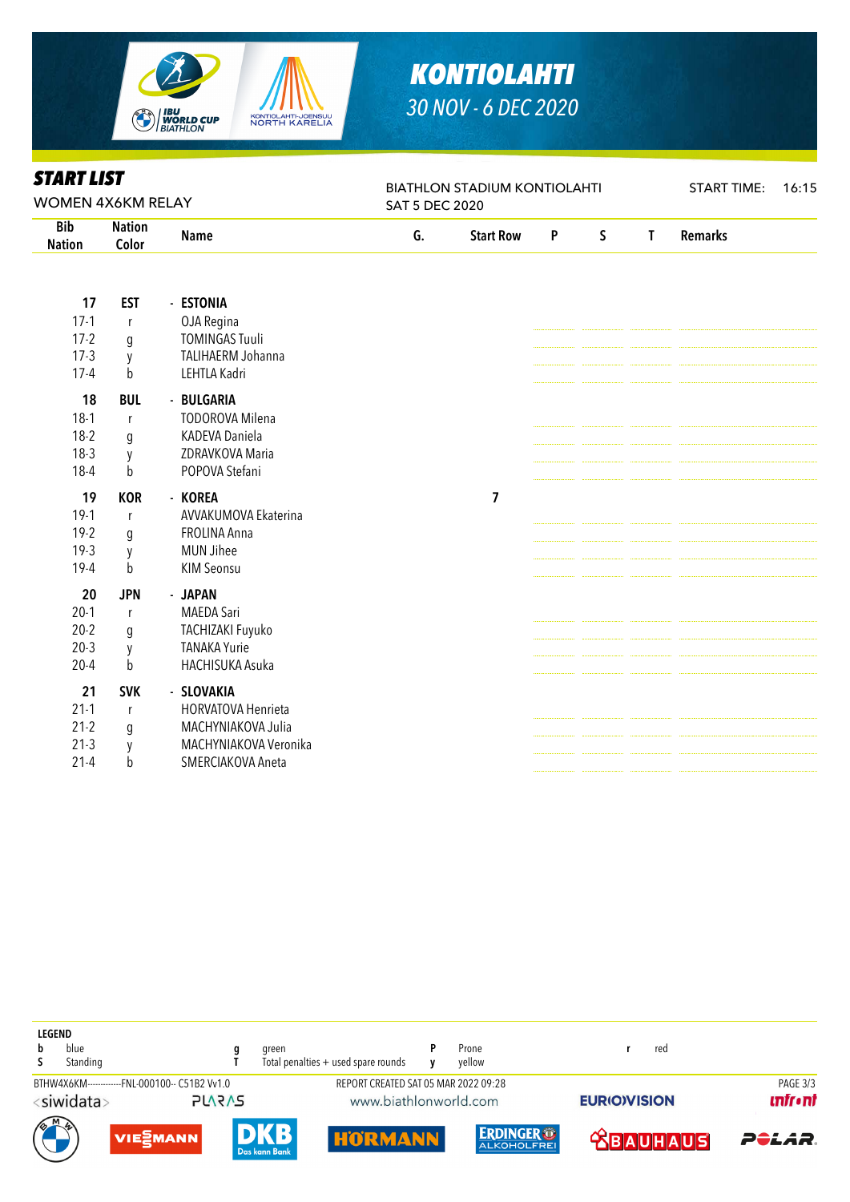# KONTIOLAHTI

*30 NOV - 6 DEC 2020*

## START LIST

WOMEN 4X6KM RELAY

BIATHLON STADIUM KONTIOLAHTI
SAT 5 DEC 2020

START TIME: 16:15

| Bib Nation | Nation Color | Name | G. | Start Row | P | S | T | Remarks |
|---|---|---|---|---|---|---|---|---|
| **17** | **EST** | **- ESTONIA** | | | | | | |
| 17-1 | r | OJA Regina | | | | | | |
| 17-2 | g | TOMINGAS Tuuli | | | | | | |
| 17-3 | y | TALIHAERM Johanna | | | | | | |
| 17-4 | b | LEHTLA Kadri | | | | | | |
| **18** | **BUL** | **- BULGARIA** | | | | | | |
| 18-1 | r | TODOROVA Milena | | | | | | |
| 18-2 | g | KADEVA Daniela | | | | | | |
| 18-3 | y | ZDRAVKOVA Maria | | | | | | |
| 18-4 | b | POPOVA Stefani | | | | | | |
| **19** | **KOR** | **- KOREA** | | **7** | | | | |
| 19-1 | r | AVVAKUMOVA Ekaterina | | | | | | |
| 19-2 | g | FROLINA Anna | | | | | | |
| 19-3 | y | MUN Jihee | | | | | | |
| 19-4 | b | KIM Seonsu | | | | | | |
| **20** | **JPN** | **- JAPAN** | | | | | | |
| 20-1 | r | MAEDA Sari | | | | | | |
| 20-2 | g | TACHIZAKI Fuyuko | | | | | | |
| 20-3 | y | TANAKA Yurie | | | | | | |
| 20-4 | b | HACHISUKA Asuka | | | | | | |
| **21** | **SVK** | **- SLOVAKIA** | | | | | | |
| 21-1 | r | HORVATOVA Henrieta | | | | | | |
| 21-2 | g | MACHYNIAKOVA Julia | | | | | | |
| 21-3 | y | MACHYNIAKOVA Veronika | | | | | | |
| 21-4 | b | SMERCIAKOVA Aneta | | | | | | |

**LEGEND**

| | | | | | | | |
|---|---|---|---|---|---|---|---|
| b | blue | g | green | P | Prone | r | red |
| S | Standing | T | Total penalties + used spare rounds | y | yellow | | |

BTHW4X6KM------------FNL-000100-- C51B2 Vv1.0 REPORT CREATED SAT 05 MAR 2022 09:28

www.biathlonworld.com